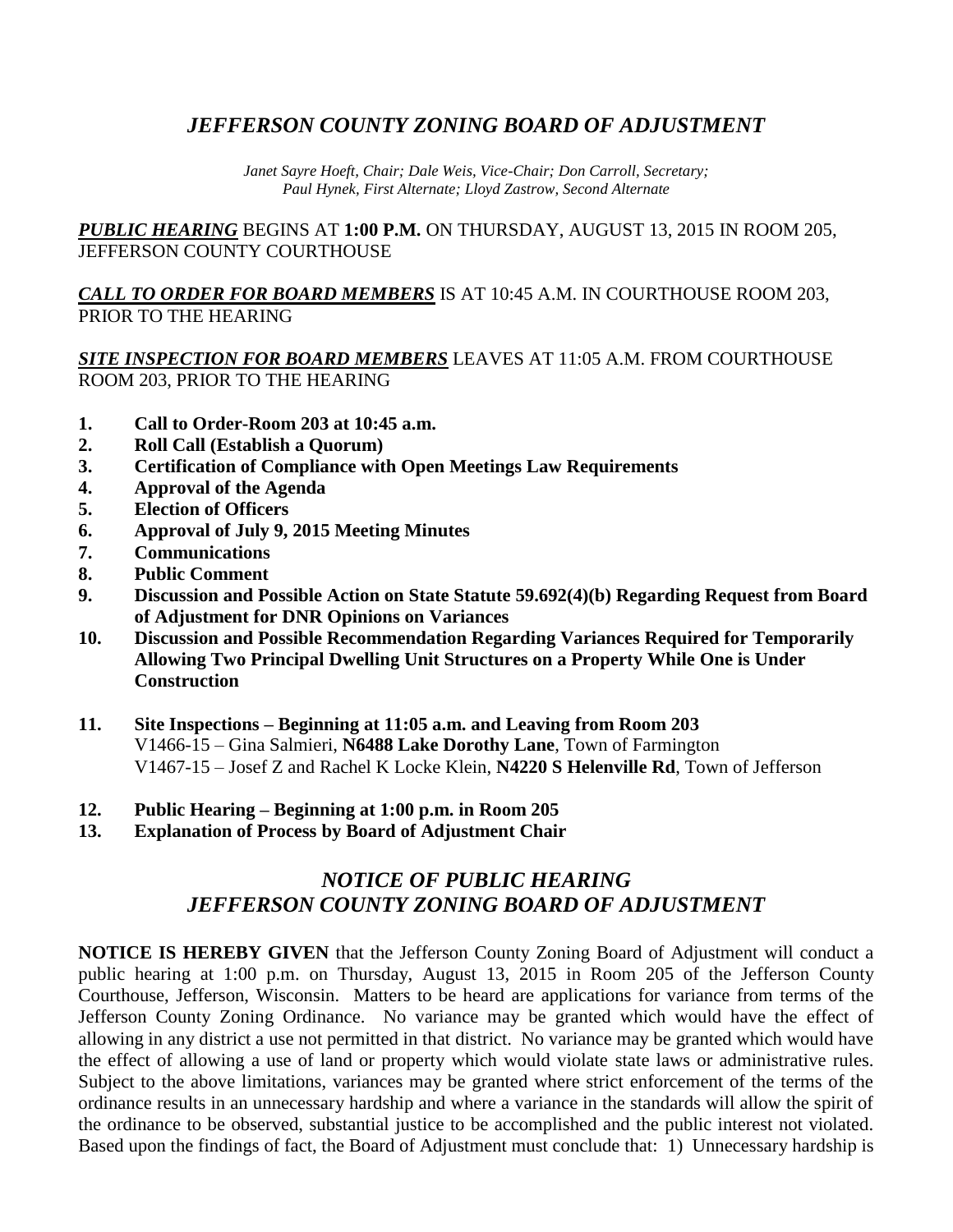# *JEFFERSON COUNTY ZONING BOARD OF ADJUSTMENT*

*Janet Sayre Hoeft, Chair; Dale Weis, Vice-Chair; Don Carroll, Secretary; Paul Hynek, First Alternate; Lloyd Zastrow, Second Alternate*

***PUBLIC HEARING*** BEGINS AT **1:00 P.M.** ON THURSDAY, AUGUST 13, 2015 IN ROOM 205, JEFFERSON COUNTY COURTHOUSE

***CALL TO ORDER FOR BOARD MEMBERS*** IS AT 10:45 A.M. IN COURTHOUSE ROOM 203, PRIOR TO THE HEARING

***SITE INSPECTION FOR BOARD MEMBERS*** LEAVES AT 11:05 A.M. FROM COURTHOUSE ROOM 203, PRIOR TO THE HEARING

1. **Call to Order-Room 203 at 10:45 a.m.**
2. **Roll Call (Establish a Quorum)**
3. **Certification of Compliance with Open Meetings Law Requirements**
4. **Approval of the Agenda**
5. **Election of Officers**
6. **Approval of July 9, 2015 Meeting Minutes**
7. **Communications**
8. **Public Comment**
9. **Discussion and Possible Action on State Statute 59.692(4)(b) Regarding Request from Board of Adjustment for DNR Opinions on Variances**
10. **Discussion and Possible Recommendation Regarding Variances Required for Temporarily Allowing Two Principal Dwelling Unit Structures on a Property While One is Under Construction**
11. **Site Inspections – Beginning at 11:05 a.m. and Leaving from Room 203**
    V1466-15 – Gina Salmieri, **N6488 Lake Dorothy Lane**, Town of Farmington
    V1467-15 – Josef Z and Rachel K Locke Klein, **N4220 S Helenville Rd**, Town of Jefferson
12. **Public Hearing – Beginning at 1:00 p.m. in Room 205**
13. **Explanation of Process by Board of Adjustment Chair**

## *NOTICE OF PUBLIC HEARING*
## *JEFFERSON COUNTY ZONING BOARD OF ADJUSTMENT*

**NOTICE IS HEREBY GIVEN** that the Jefferson County Zoning Board of Adjustment will conduct a public hearing at 1:00 p.m. on Thursday, August 13, 2015 in Room 205 of the Jefferson County Courthouse, Jefferson, Wisconsin. Matters to be heard are applications for variance from terms of the Jefferson County Zoning Ordinance. No variance may be granted which would have the effect of allowing in any district a use not permitted in that district. No variance may be granted which would have the effect of allowing a use of land or property which would violate state laws or administrative rules. Subject to the above limitations, variances may be granted where strict enforcement of the terms of the ordinance results in an unnecessary hardship and where a variance in the standards will allow the spirit of the ordinance to be observed, substantial justice to be accomplished and the public interest not violated. Based upon the findings of fact, the Board of Adjustment must conclude that: 1) Unnecessary hardship is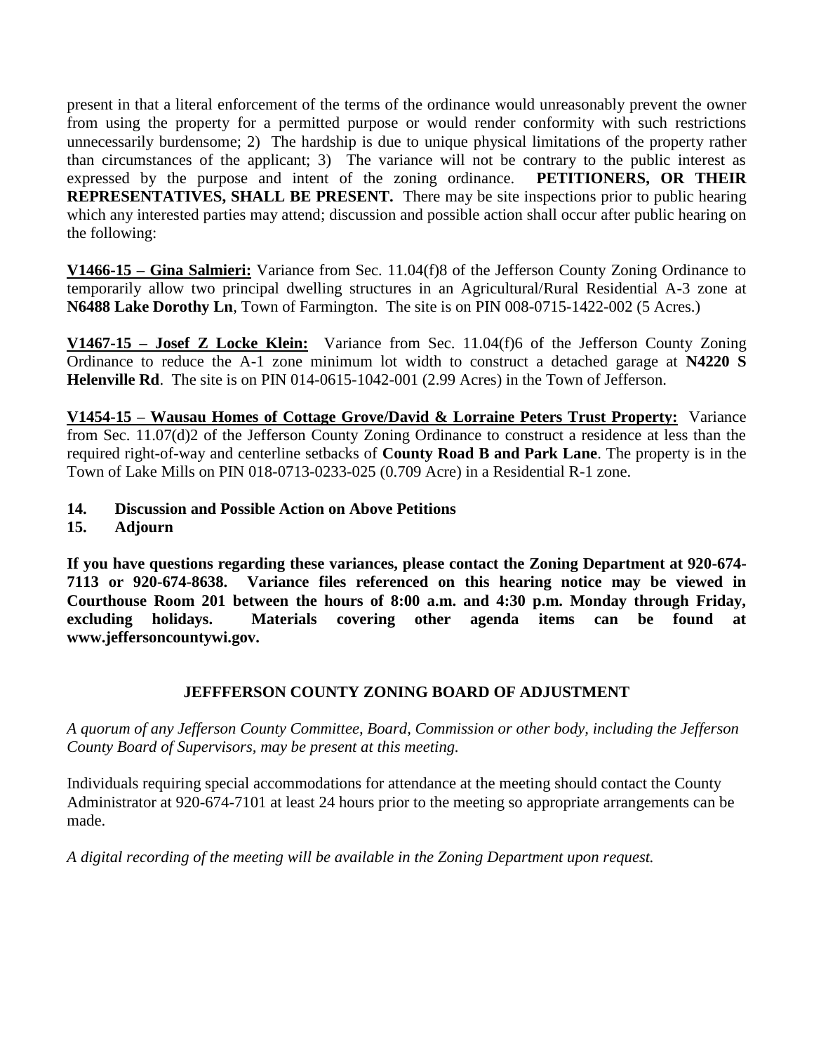present in that a literal enforcement of the terms of the ordinance would unreasonably prevent the owner from using the property for a permitted purpose or would render conformity with such restrictions unnecessarily burdensome; 2) The hardship is due to unique physical limitations of the property rather than circumstances of the applicant; 3) The variance will not be contrary to the public interest as expressed by the purpose and intent of the zoning ordinance. **PETITIONERS, OR THEIR REPRESENTATIVES, SHALL BE PRESENT.** There may be site inspections prior to public hearing which any interested parties may attend; discussion and possible action shall occur after public hearing on the following:

**V1466-15 – Gina Salmieri:** Variance from Sec. 11.04(f)8 of the Jefferson County Zoning Ordinance to temporarily allow two principal dwelling structures in an Agricultural/Rural Residential A-3 zone at **N6488 Lake Dorothy Ln**, Town of Farmington. The site is on PIN 008-0715-1422-002 (5 Acres.)

**V1467-15 – Josef Z Locke Klein:** Variance from Sec. 11.04(f)6 of the Jefferson County Zoning Ordinance to reduce the A-1 zone minimum lot width to construct a detached garage at **N4220 S Helenville Rd**. The site is on PIN 014-0615-1042-001 (2.99 Acres) in the Town of Jefferson.

**V1454-15 – Wausau Homes of Cottage Grove/David & Lorraine Peters Trust Property:** Variance from Sec. 11.07(d)2 of the Jefferson County Zoning Ordinance to construct a residence at less than the required right-of-way and centerline setbacks of **County Road B and Park Lane**. The property is in the Town of Lake Mills on PIN 018-0713-0233-025 (0.709 Acre) in a Residential R-1 zone.

**14. Discussion and Possible Action on Above Petitions**

**15. Adjourn**

**If you have questions regarding these variances, please contact the Zoning Department at 920-674-7113 or 920-674-8638. Variance files referenced on this hearing notice may be viewed in Courthouse Room 201 between the hours of 8:00 a.m. and 4:30 p.m. Monday through Friday, excluding holidays. Materials covering other agenda items can be found at www.jeffersoncountywi.gov.**

**JEFFFERSON COUNTY ZONING BOARD OF ADJUSTMENT**

*A quorum of any Jefferson County Committee, Board, Commission or other body, including the Jefferson County Board of Supervisors, may be present at this meeting.*

Individuals requiring special accommodations for attendance at the meeting should contact the County Administrator at 920-674-7101 at least 24 hours prior to the meeting so appropriate arrangements can be made.

*A digital recording of the meeting will be available in the Zoning Department upon request.*